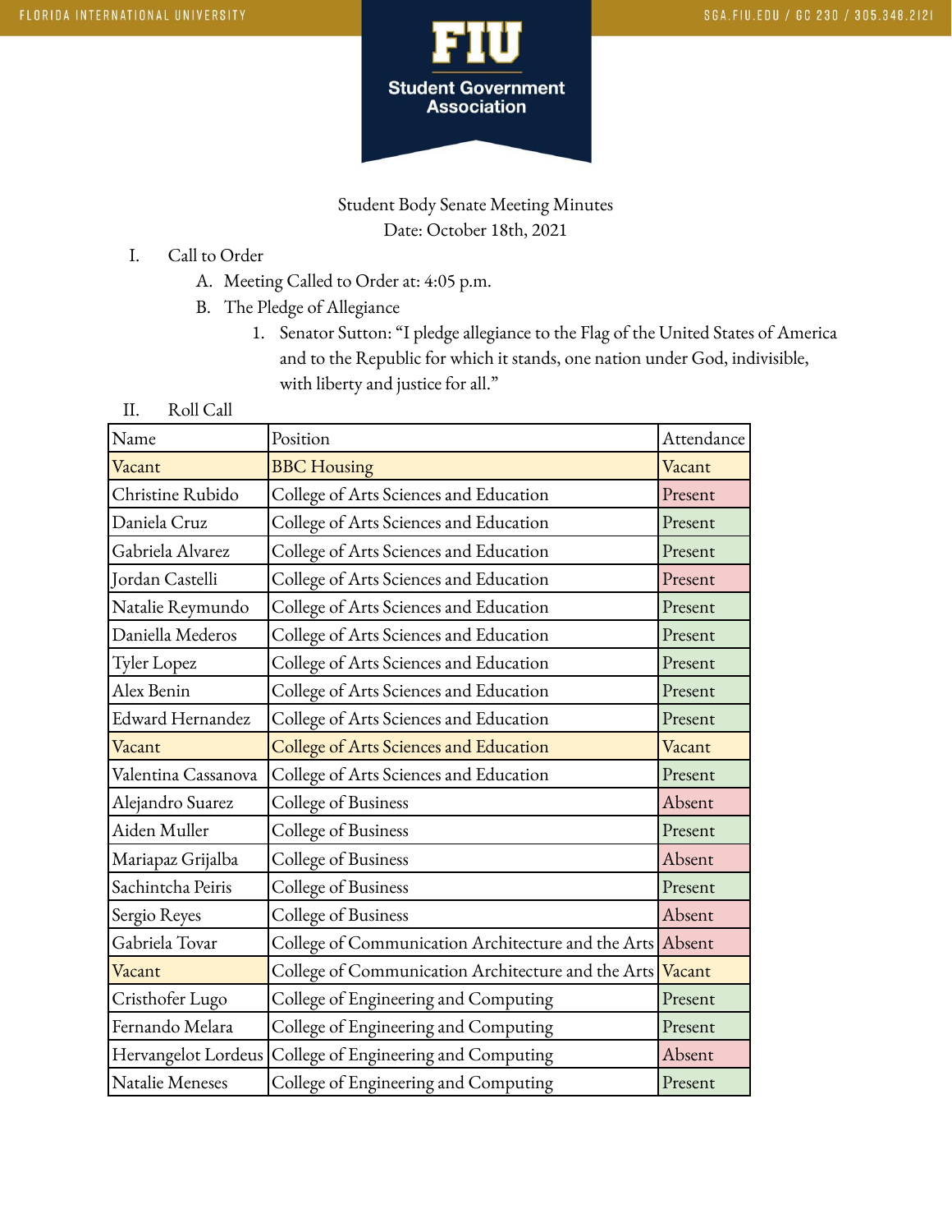Student Body Senate Meeting Minutes
Date: October 18th, 2021

I. Call to Order
   A. Meeting Called to Order at: 4:05 p.m.
   B. The Pledge of Allegiance
      1. Senator Sutton: "I pledge allegiance to the Flag of the United States of America and to the Republic for which it stands, one nation under God, indivisible, with liberty and justice for all."

II. Roll Call

| Name | Position | Attendance |
|---|---|---|
| Vacant | BBC Housing | Vacant |
| Christine Rubido | College of Arts Sciences and Education | Present |
| Daniela Cruz | College of Arts Sciences and Education | Present |
| Gabriela Alvarez | College of Arts Sciences and Education | Present |
| Jordan Castelli | College of Arts Sciences and Education | Present |
| Natalie Reymundo | College of Arts Sciences and Education | Present |
| Daniella Mederos | College of Arts Sciences and Education | Present |
| Tyler Lopez | College of Arts Sciences and Education | Present |
| Alex Benin | College of Arts Sciences and Education | Present |
| Edward Hernandez | College of Arts Sciences and Education | Present |
| Vacant | College of Arts Sciences and Education | Vacant |
| Valentina Cassanova | College of Arts Sciences and Education | Present |
| Alejandro Suarez | College of Business | Absent |
| Aiden Muller | College of Business | Present |
| Mariapaz Grijalba | College of Business | Absent |
| Sachintcha Peiris | College of Business | Present |
| Sergio Reyes | College of Business | Absent |
| Gabriela Tovar | College of Communication Architecture and the Arts | Absent |
| Vacant | College of Communication Architecture and the Arts | Vacant |
| Cristhofer Lugo | College of Engineering and Computing | Present |
| Fernando Melara | College of Engineering and Computing | Present |
| Hervangelot Lordeus | College of Engineering and Computing | Absent |
| Natalie Meneses | College of Engineering and Computing | Present |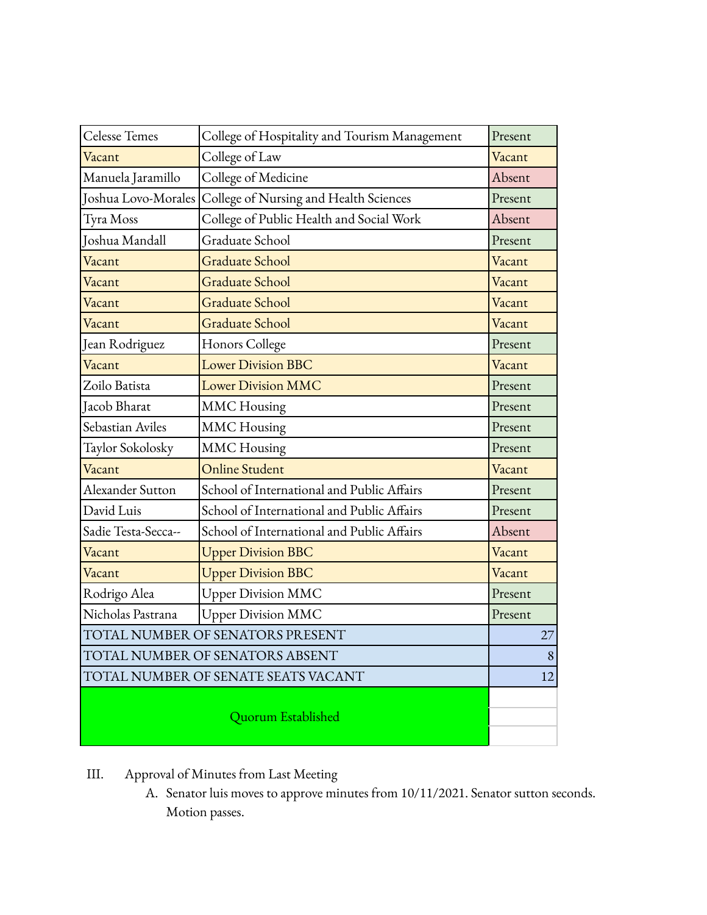| Celesse Temes | College of Hospitality and Tourism Management | Present |
|---|---|---|
| Vacant | College of Law | Vacant |
| Manuela Jaramillo | College of Medicine | Absent |
| Joshua Lovo-Morales | College of Nursing and Health Sciences | Present |
| Tyra Moss | College of Public Health and Social Work | Absent |
| Joshua Mandall | Graduate School | Present |
| Vacant | Graduate School | Vacant |
| Vacant | Graduate School | Vacant |
| Vacant | Graduate School | Vacant |
| Vacant | Graduate School | Vacant |
| Jean Rodriguez | Honors College | Present |
| Vacant | Lower Division BBC | Vacant |
| Zoilo Batista | Lower Division MMC | Present |
| Jacob Bharat | MMC Housing | Present |
| Sebastian Aviles | MMC Housing | Present |
| Taylor Sokolosky | MMC Housing | Present |
| Vacant | Online Student | Vacant |
| Alexander Sutton | School of International and Public Affairs | Present |
| David Luis | School of International and Public Affairs | Present |
| Sadie Testa-Secca-- | School of International and Public Affairs | Absent |
| Vacant | Upper Division BBC | Vacant |
| Vacant | Upper Division BBC | Vacant |
| Rodrigo Alea | Upper Division MMC | Present |
| Nicholas Pastrana | Upper Division MMC | Present |
| TOTAL NUMBER OF SENATORS PRESENT | | 27 |
| TOTAL NUMBER OF SENATORS ABSENT | | 8 |
| TOTAL NUMBER OF SENATE SEATS VACANT | | 12 |
| Quorum Established | | |

III. Approval of Minutes from Last Meeting

A. Senator luis moves to approve minutes from 10/11/2021. Senator sutton seconds. Motion passes.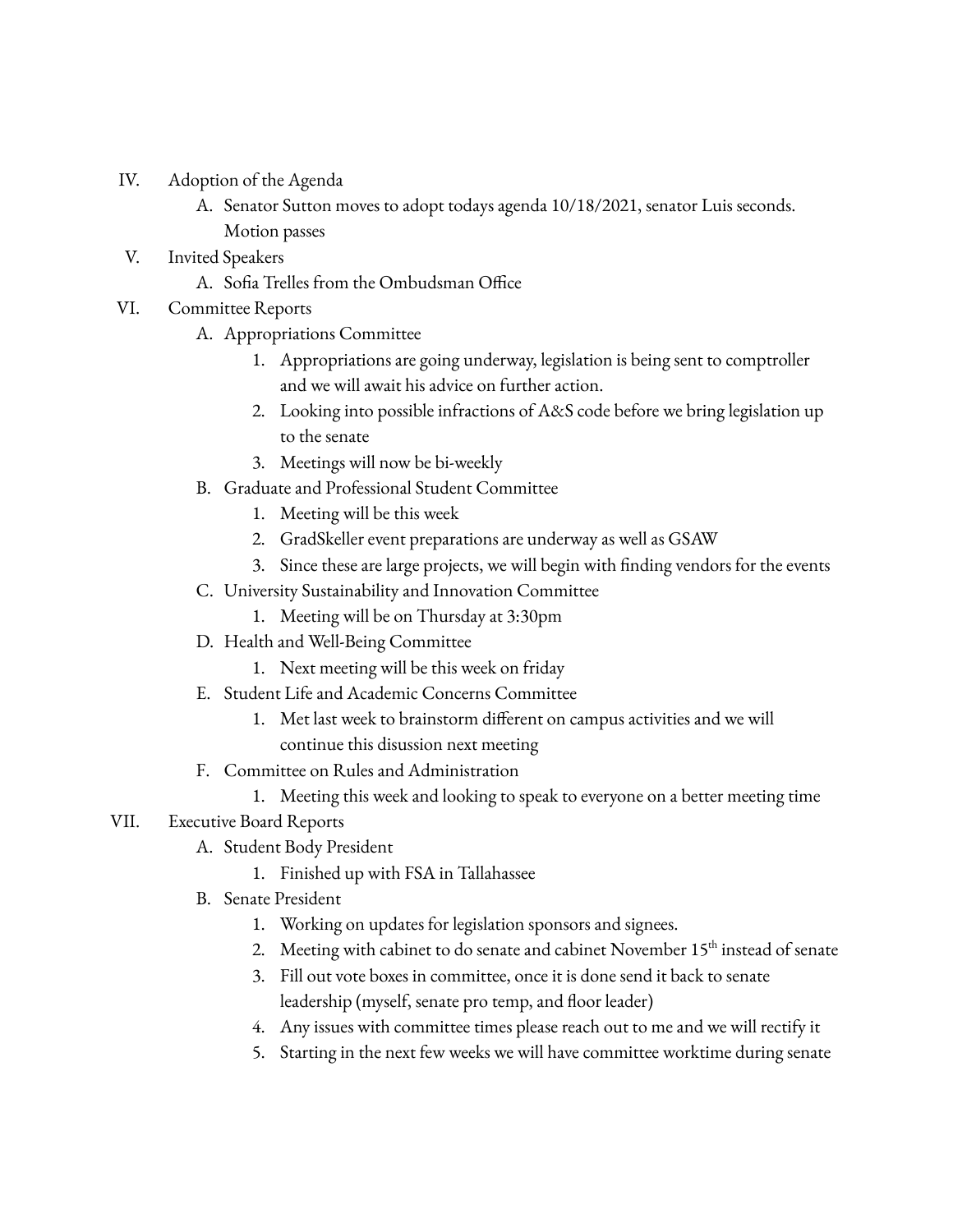IV. Adoption of the Agenda
   A. Senator Sutton moves to adopt todays agenda 10/18/2021, senator Luis seconds. Motion passes

V. Invited Speakers
   A. Sofia Trelles from the Ombudsman Office

VI. Committee Reports
   A. Appropriations Committee
      1. Appropriations are going underway, legislation is being sent to comptroller and we will await his advice on further action.
      2. Looking into possible infractions of A&S code before we bring legislation up to the senate
      3. Meetings will now be bi-weekly
   B. Graduate and Professional Student Committee
      1. Meeting will be this week
      2. GradSkeller event preparations are underway as well as GSAW
      3. Since these are large projects, we will begin with finding vendors for the events
   C. University Sustainability and Innovation Committee
      1. Meeting will be on Thursday at 3:30pm
   D. Health and Well-Being Committee
      1. Next meeting will be this week on friday
   E. Student Life and Academic Concerns Committee
      1. Met last week to brainstorm different on campus activities and we will continue this disussion next meeting
   F. Committee on Rules and Administration
      1. Meeting this week and looking to speak to everyone on a better meeting time

VII. Executive Board Reports
   A. Student Body President
      1. Finished up with FSA in Tallahassee
   B. Senate President
      1. Working on updates for legislation sponsors and signees.
      2. Meeting with cabinet to do senate and cabinet November 15th instead of senate
      3. Fill out vote boxes in committee, once it is done send it back to senate leadership (myself, senate pro temp, and floor leader)
      4. Any issues with committee times please reach out to me and we will rectify it
      5. Starting in the next few weeks we will have committee worktime during senate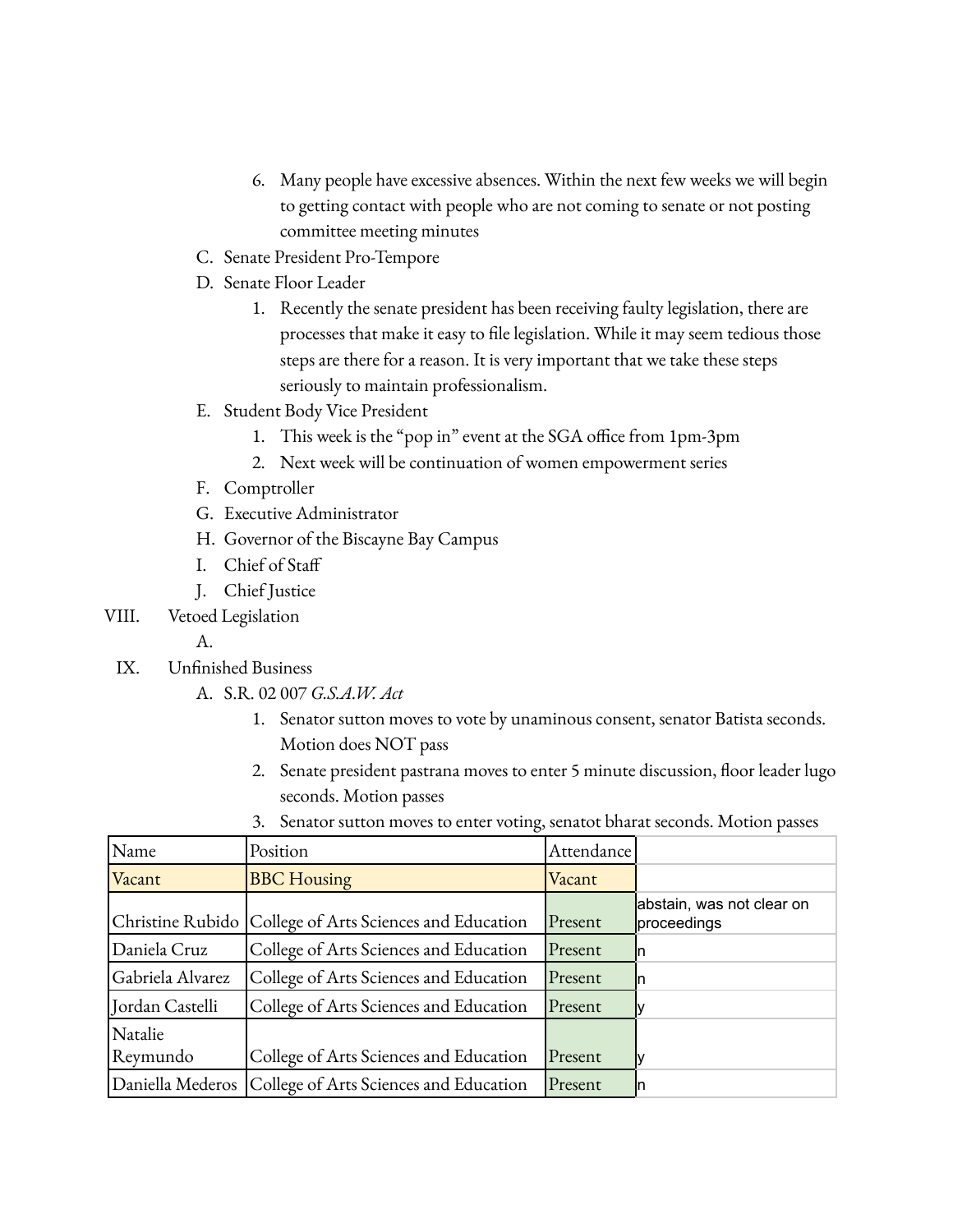6. Many people have excessive absences. Within the next few weeks we will begin to getting contact with people who are not coming to senate or not posting committee meeting minutes

C. Senate President Pro-Tempore

D. Senate Floor Leader

1. Recently the senate president has been receiving faulty legislation, there are processes that make it easy to file legislation. While it may seem tedious those steps are there for a reason. It is very important that we take these steps seriously to maintain professionalism.

E. Student Body Vice President

1. This week is the "pop in" event at the SGA office from 1pm-3pm
2. Next week will be continuation of women empowerment series

F. Comptroller

G. Executive Administrator

H. Governor of the Biscayne Bay Campus

I. Chief of Staff

J. Chief Justice

VIII. Vetoed Legislation

A.

IX. Unfinished Business

A. S.R. 02 007 *G.S.A.W. Act*

1. Senator sutton moves to vote by unaminous consent, senator Batista seconds. Motion does NOT pass
2. Senate president pastrana moves to enter 5 minute discussion, floor leader lugo seconds. Motion passes
3. Senator sutton moves to enter voting, senatot bharat seconds. Motion passes

| Name | Position | Attendance | |
|---|---|---|---|
| Vacant | BBC Housing | Vacant | |
| Christine Rubido | College of Arts Sciences and Education | Present | abstain, was not clear on proceedings |
| Daniela Cruz | College of Arts Sciences and Education | Present | n |
| Gabriela Alvarez | College of Arts Sciences and Education | Present | n |
| Jordan Castelli | College of Arts Sciences and Education | Present | y |
| Natalie Reymundo | College of Arts Sciences and Education | Present | y |
| Daniella Mederos | College of Arts Sciences and Education | Present | n |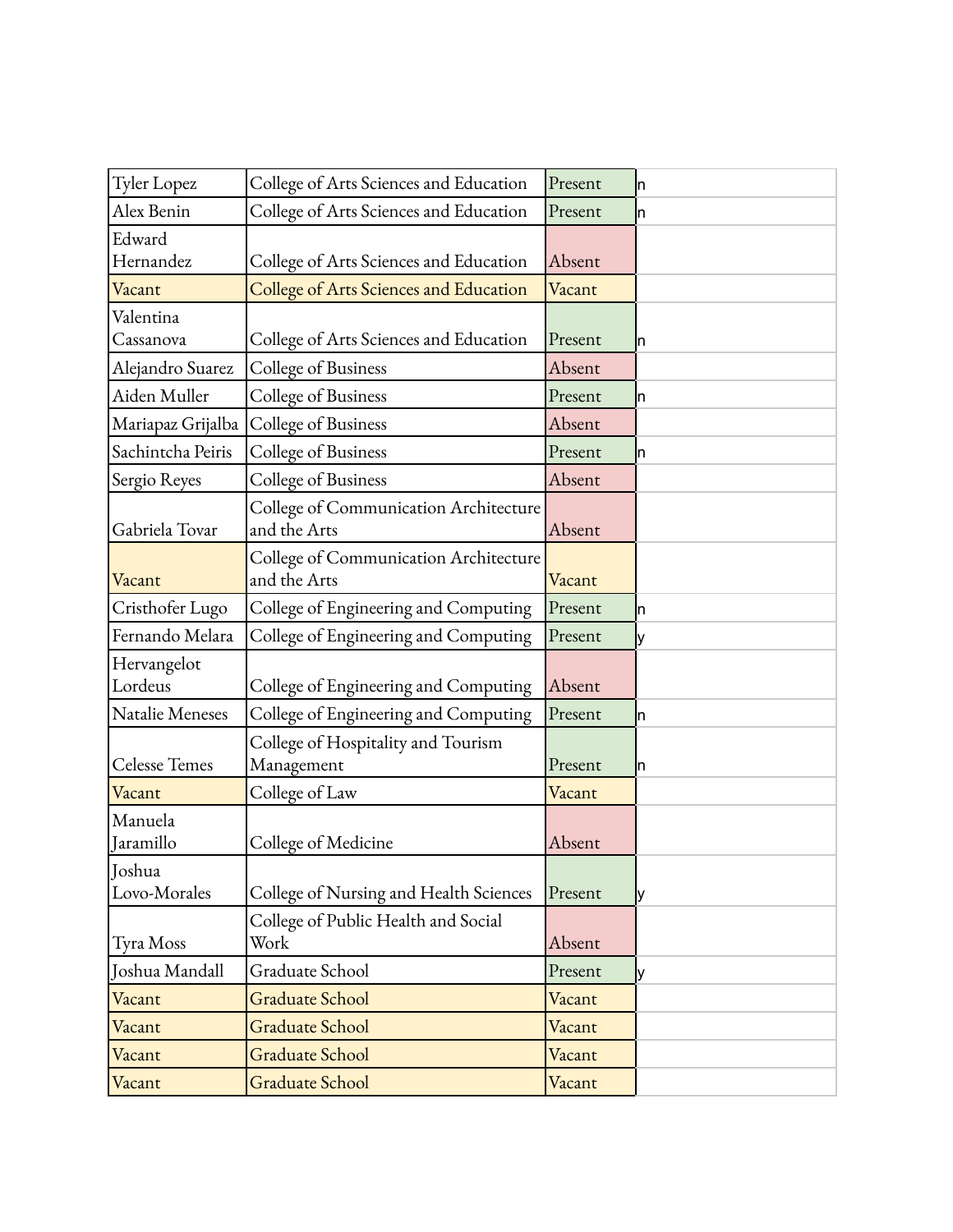| Tyler Lopez | College of Arts Sciences and Education | Present | n |
|---|---|---|---|
| Alex Benin | College of Arts Sciences and Education | Present | n |
| Edward Hernandez | College of Arts Sciences and Education | Absent | |
| Vacant | College of Arts Sciences and Education | Vacant | |
| Valentina Cassanova | College of Arts Sciences and Education | Present | n |
| Alejandro Suarez | College of Business | Absent | |
| Aiden Muller | College of Business | Present | n |
| Mariapaz Grijalba | College of Business | Absent | |
| Sachintcha Peiris | College of Business | Present | n |
| Sergio Reyes | College of Business | Absent | |
| Gabriela Tovar | College of Communication Architecture and the Arts | Absent | |
| Vacant | College of Communication Architecture and the Arts | Vacant | |
| Cristhofer Lugo | College of Engineering and Computing | Present | n |
| Fernando Melara | College of Engineering and Computing | Present | y |
| Hervangelot Lordeus | College of Engineering and Computing | Absent | |
| Natalie Meneses | College of Engineering and Computing | Present | n |
| Celesse Temes | College of Hospitality and Tourism Management | Present | n |
| Vacant | College of Law | Vacant | |
| Manuela Jaramillo | College of Medicine | Absent | |
| Joshua Lovo-Morales | College of Nursing and Health Sciences | Present | y |
| Tyra Moss | College of Public Health and Social Work | Absent | |
| Joshua Mandall | Graduate School | Present | y |
| Vacant | Graduate School | Vacant | |
| Vacant | Graduate School | Vacant | |
| Vacant | Graduate School | Vacant | |
| Vacant | Graduate School | Vacant | |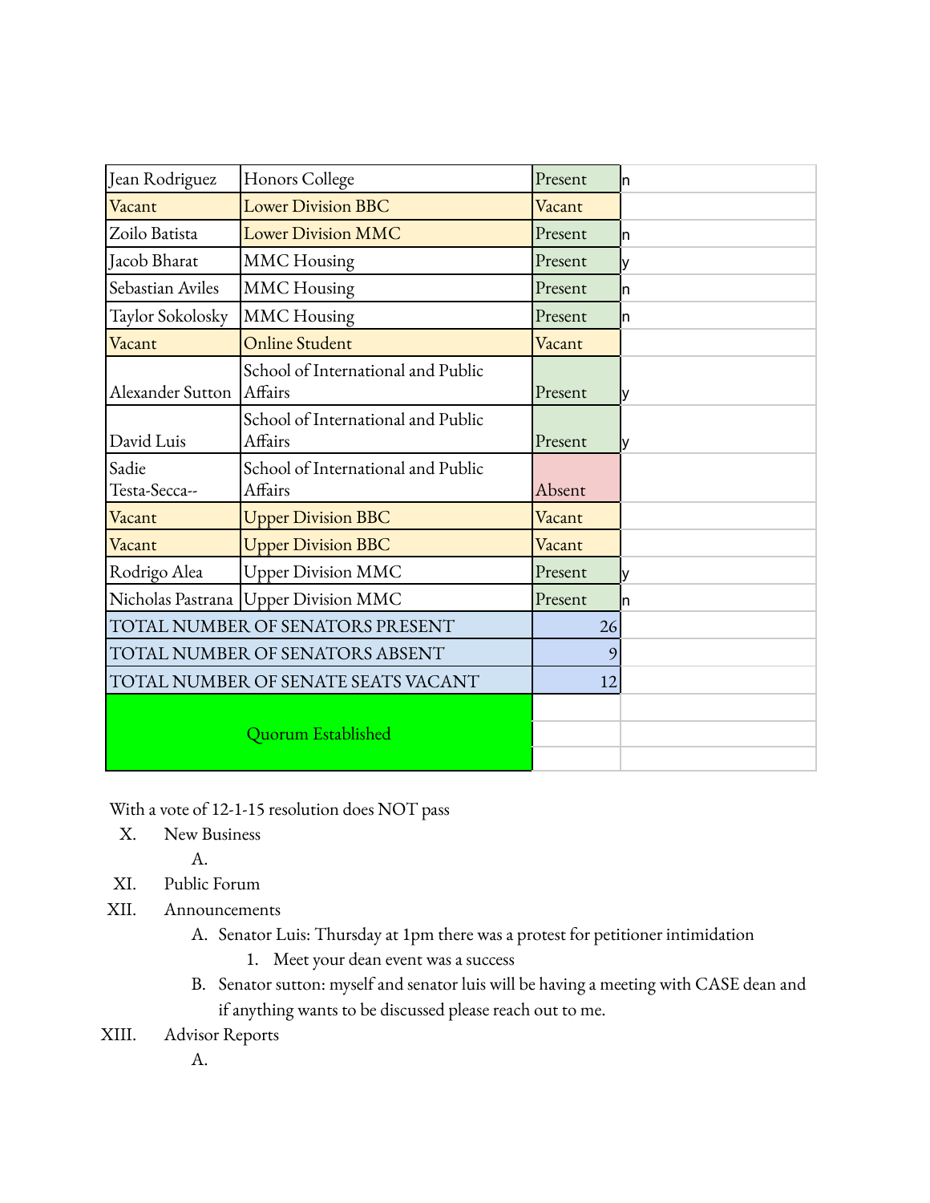| Jean Rodriguez | Honors College | Present | n |
|---|---|---|---|
| Vacant | Lower Division BBC | Vacant | |
| Zoilo Batista | Lower Division MMC | Present | n |
| Jacob Bharat | MMC Housing | Present | y |
| Sebastian Aviles | MMC Housing | Present | n |
| Taylor Sokolosky | MMC Housing | Present | n |
| Vacant | Online Student | Vacant | |
| Alexander Sutton | School of International and Public Affairs | Present | y |
| David Luis | School of International and Public Affairs | Present | y |
| Sadie Testa-Secca-- | School of International and Public Affairs | Absent | |
| Vacant | Upper Division BBC | Vacant | |
| Vacant | Upper Division BBC | Vacant | |
| Rodrigo Alea | Upper Division MMC | Present | y |
| Nicholas Pastrana | Upper Division MMC | Present | n |
| TOTAL NUMBER OF SENATORS PRESENT | | 26 | |
| TOTAL NUMBER OF SENATORS ABSENT | | 9 | |
| TOTAL NUMBER OF SENATE SEATS VACANT | | 12 | |
| Quorum Established | | | |

With a vote of 12-1-15 resolution does NOT pass

X. New Business
   A.

XI. Public Forum

XII. Announcements
   A. Senator Luis: Thursday at 1pm there was a protest for petitioner intimidation
      1. Meet your dean event was a success
   B. Senator sutton: myself and senator luis will be having a meeting with CASE dean and if anything wants to be discussed please reach out to me.

XIII. Advisor Reports
   A.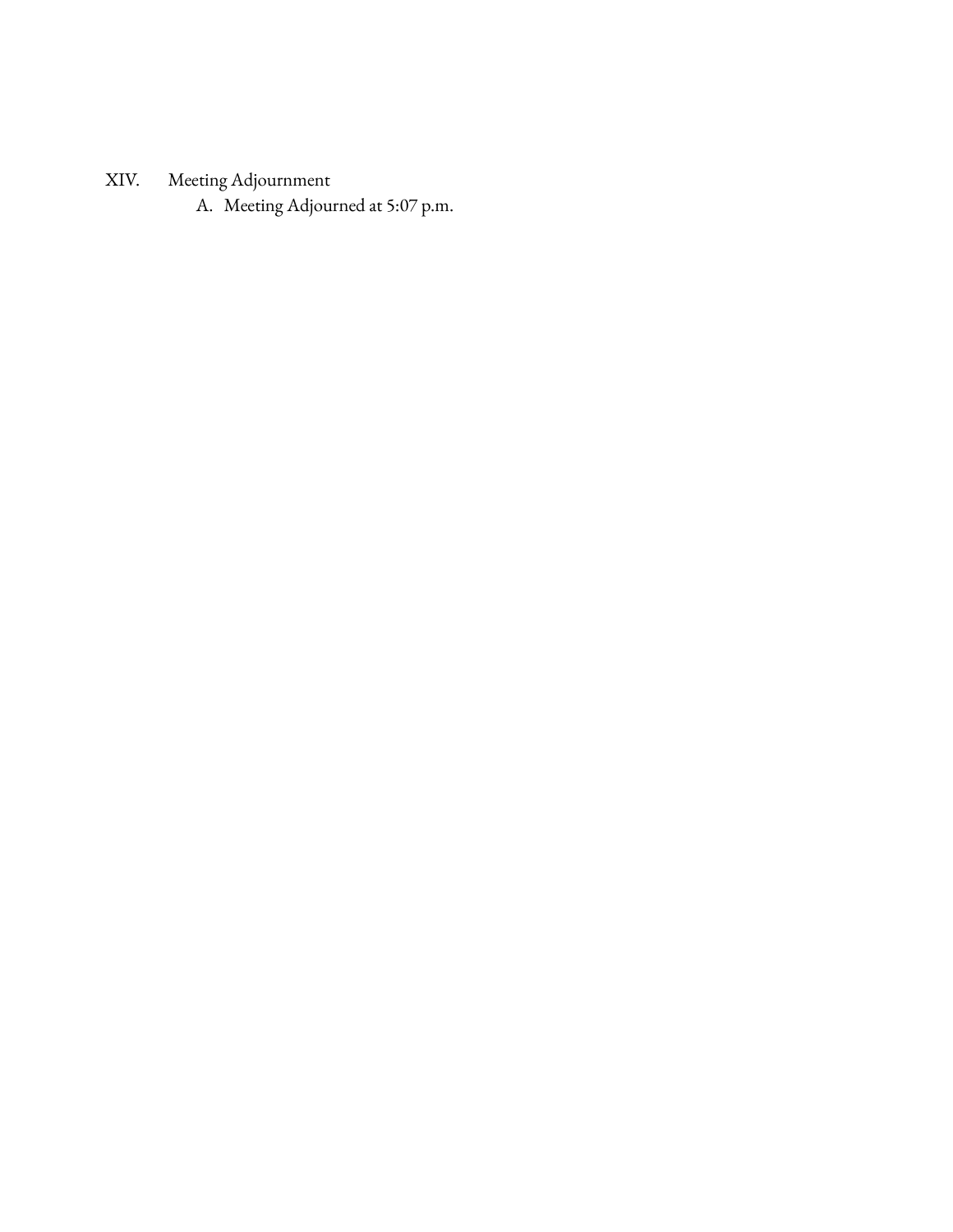XIV. Meeting Adjournment

A. Meeting Adjourned at 5:07 p.m.